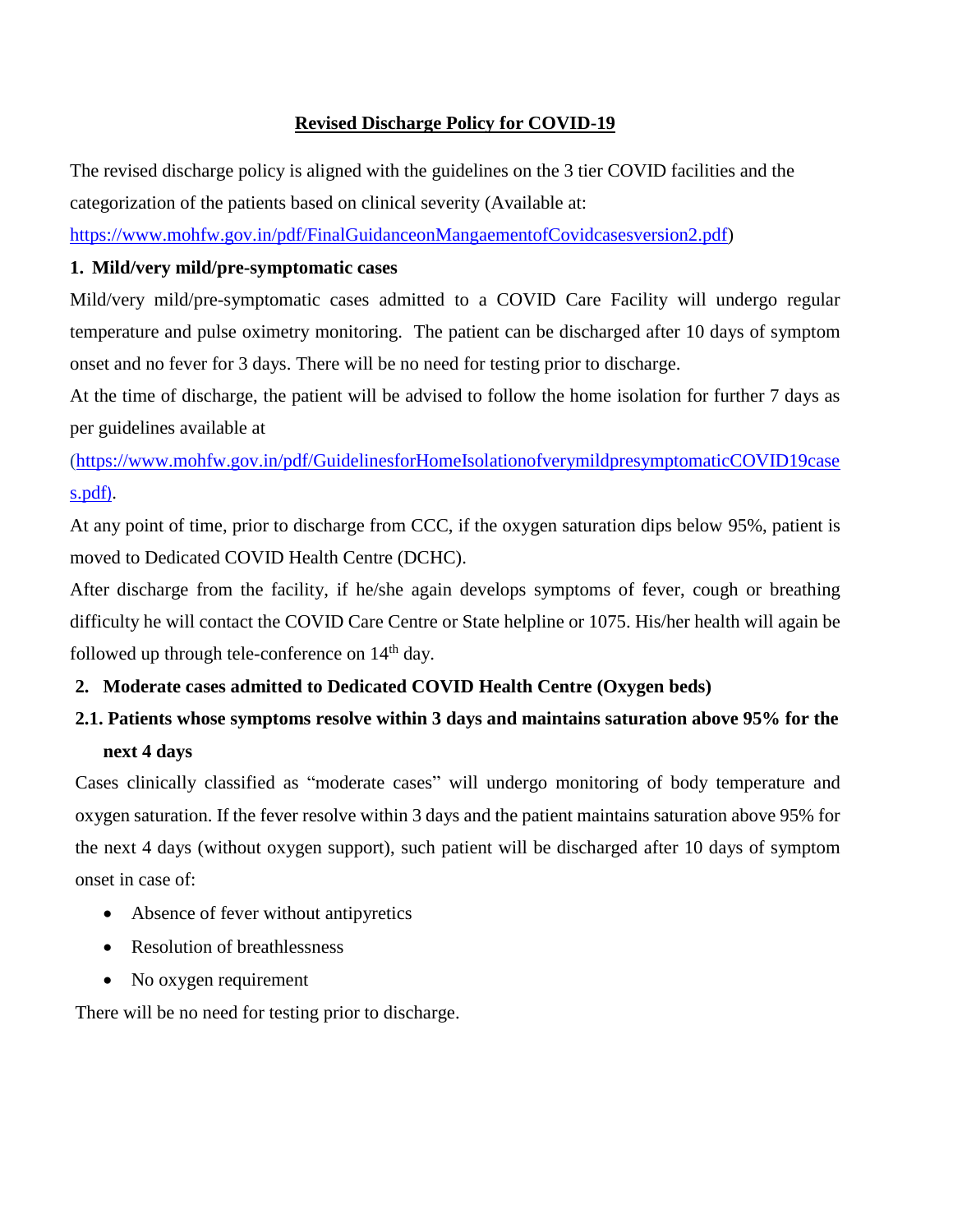# Revised Discharge Policy for COVID-19

The revised discharge policy is aligned with the guidelines on the 3 tier COVID facilities and the categorization of the patients based on clinical severity (Available at: https://www.mohfw.gov.in/pdf/FinalGuidanceonMangaementofCovidcasesversion2.pdf)

## 1. Mild/very mild/pre-symptomatic cases

Mild/very mild/pre-symptomatic cases admitted to a COVID Care Facility will undergo regular temperature and pulse oximetry monitoring. The patient can be discharged after 10 days of symptom onset and no fever for 3 days. There will be no need for testing prior to discharge.

At the time of discharge, the patient will be advised to follow the home isolation for further 7 days as per guidelines available at (https://www.mohfw.gov.in/pdf/GuidelinesforHomeIsolationofverymildpresymptomaticCOVID19cases.pdf).

At any point of time, prior to discharge from CCC, if the oxygen saturation dips below 95%, patient is moved to Dedicated COVID Health Centre (DCHC).

After discharge from the facility, if he/she again develops symptoms of fever, cough or breathing difficulty he will contact the COVID Care Centre or State helpline or 1075. His/her health will again be followed up through tele-conference on 14th day.

## 2. Moderate cases admitted to Dedicated COVID Health Centre (Oxygen beds)

### 2.1. Patients whose symptoms resolve within 3 days and maintains saturation above 95% for the next 4 days

Cases clinically classified as "moderate cases" will undergo monitoring of body temperature and oxygen saturation. If the fever resolve within 3 days and the patient maintains saturation above 95% for the next 4 days (without oxygen support), such patient will be discharged after 10 days of symptom onset in case of:

- Absence of fever without antipyretics
- Resolution of breathlessness
- No oxygen requirement

There will be no need for testing prior to discharge.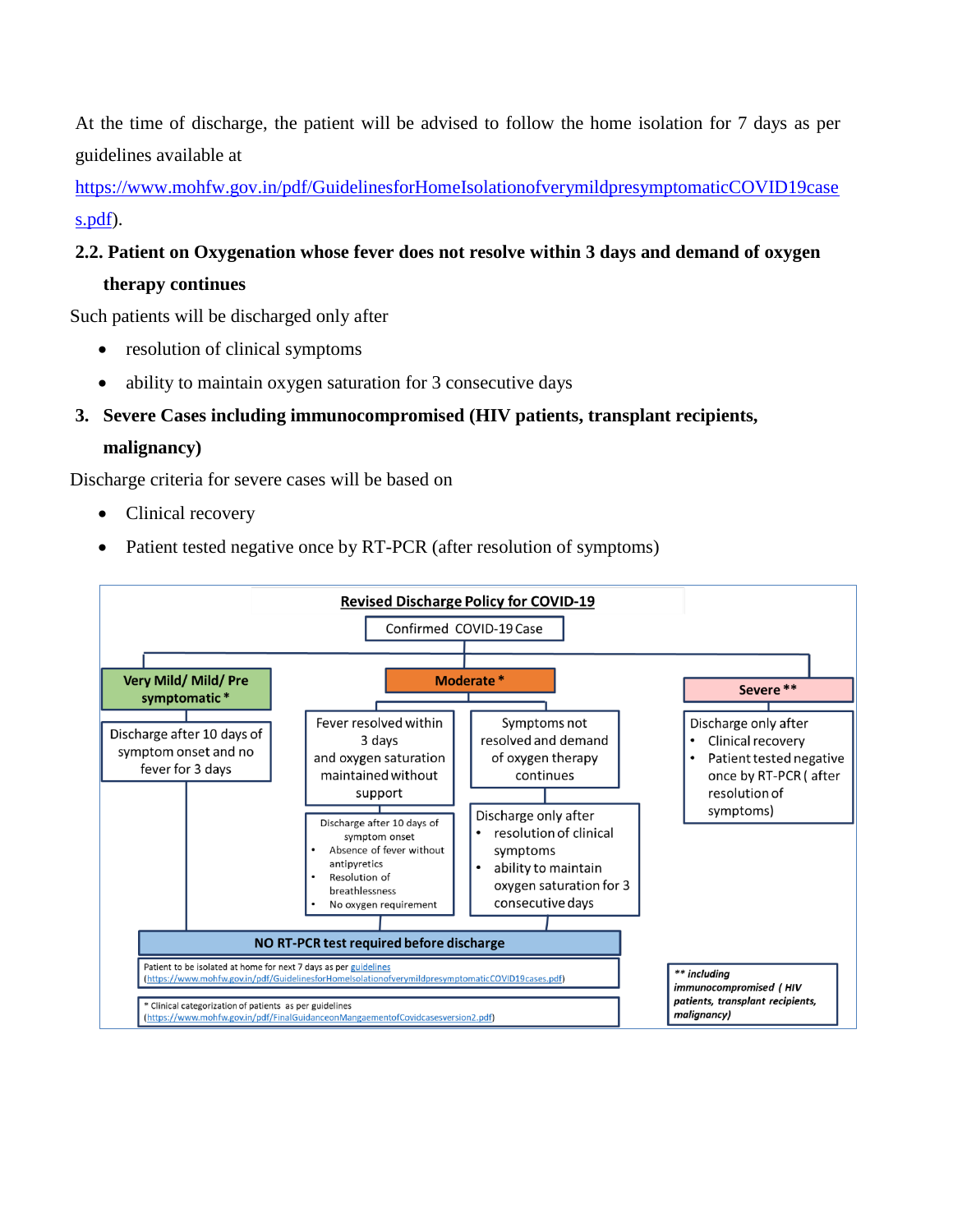At the time of discharge, the patient will be advised to follow the home isolation for 7 days as per guidelines available at [https://www.mohfw.gov.in/pdf/GuidelinesforHomeIsolationofverymildpresymptomaticCOVID19cases.pdf](https://www.mohfw.gov.in/pdf/GuidelinesforHomeIsolationofverymildpresymptomaticCOVID19cases.pdf)).

### 2.2. Patient on Oxygenation whose fever does not resolve within 3 days and demand of oxygen therapy continues

Such patients will be discharged only after

- resolution of clinical symptoms
- ability to maintain oxygen saturation for 3 consecutive days

## 3. Severe Cases including immunocompromised (HIV patients, transplant recipients, malignancy)

Discharge criteria for severe cases will be based on

- Clinical recovery
- Patient tested negative once by RT-PCR (after resolution of symptoms)

**Revised Discharge Policy for COVID-19**

Confirmed COVID-19 Case

Very Mild/ Mild/ Pre symptomatic *

Discharge after 10 days of symptom onset and no fever for 3 days

Moderate *

Fever resolved within 3 days and oxygen saturation maintained without support

Discharge after 10 days of symptom onset
- Absence of fever without antipyretics
- Resolution of breathlessness
- No oxygen requirement

Symptoms not resolved and demand of oxygen therapy continues

Discharge only after
- resolution of clinical symptoms
- ability to maintain oxygen saturation for 3 consecutive days

Severe **

Discharge only after
- Clinical recovery
- Patient tested negative once by RT-PCR ( after resolution of symptoms)

NO RT-PCR test required before discharge

Patient to be isolated at home for next 7 days as per guidelines (https://www.mohfw.gov.in/pdf/GuidelinesforHomeIsolationofverymildpresymptomaticCOVID19cases.pdf)

* Clinical categorization of patients as per guidelines (https://www.mohfw.gov.in/pdf/FinalGuidanceonMangaementofCovidcasesversion2.pdf)

*** including immunocompromised ( HIV patients, transplant recipients, malignancy)*